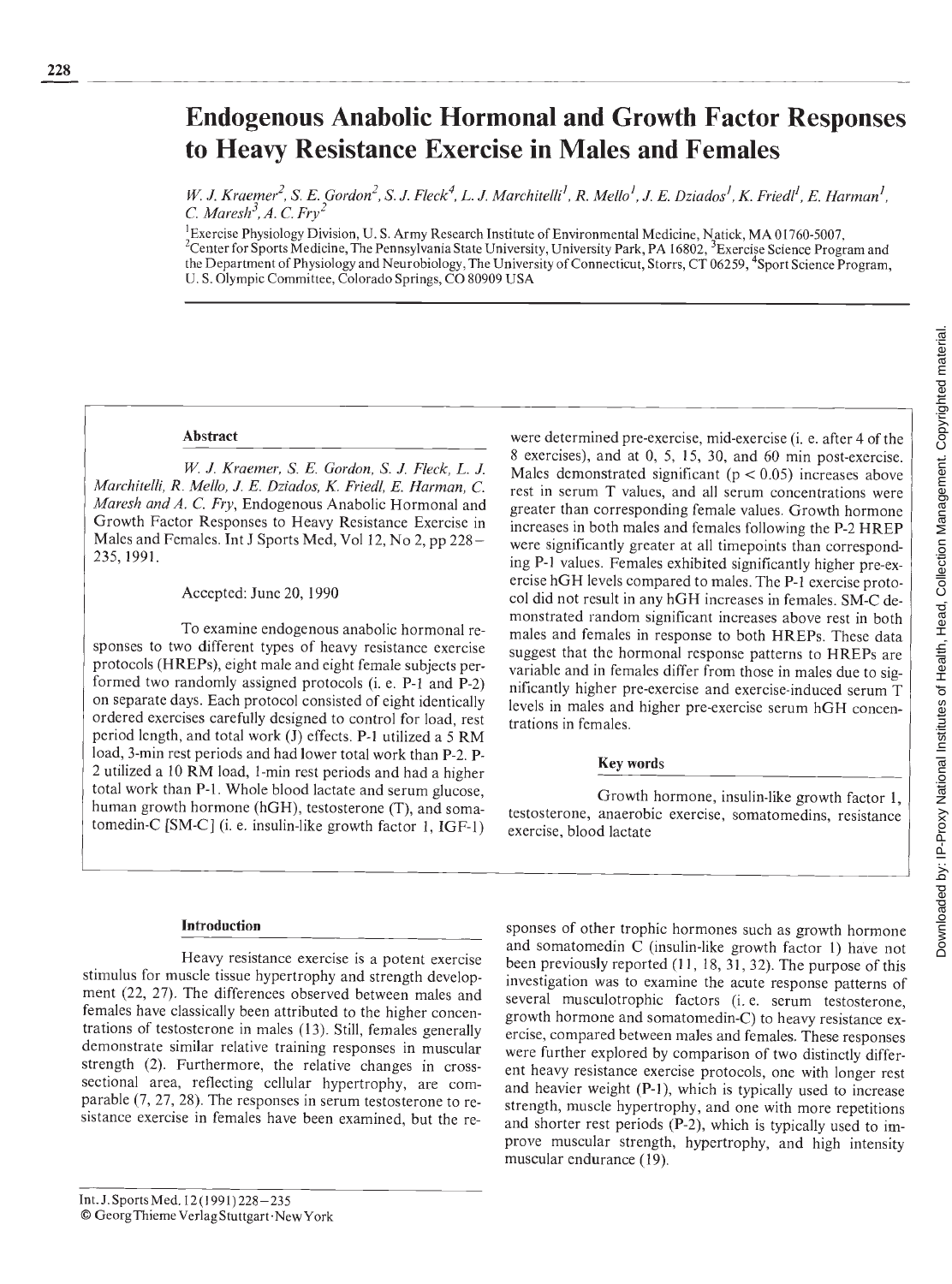# Endogenous Anabolic Hormonal and Growth Factor Responses to Heavy Resistance Exercise in Males and Females

*W. J. Kraemer[2], S. E. Gordon[2], S. J. Fleck[4], L. J. Marchitelli[1], R. Mello[1], J. E. Dziados[1], K. Friedl[1], E. Harman[1], C. Maresh[3], A. C. Fry[2]*

[1]Exercise Physiology Division, U. S. Army Research Institute of Environmental Medicine, Natick, MA 01760-5007, [2]Center for Sports Medicine, The Pennsylvania State University, University Park, PA 16802, [3]Exercise Science Program and the Department of Physiology and Neurobiology, The University of Connecticut, Storrs, CT 06259, [4]Sport Science Program, U. S. Olympic Committee, Colorado Springs, CO 80909 USA

## Abstract

*W. J. Kraemer, S. E. Gordon, S. J. Fleck, L. J. Marchitelli, R. Mello, J. E. Dziados, K. Friedl, E. Harman, C. Maresh and A. C. Fry*, Endogenous Anabolic Hormonal and Growth Factor Responses to Heavy Resistance Exercise in Males and Females. Int J Sports Med, Vol 12, No 2, pp 228–235, 1991.

Accepted: June 20, 1990

To examine endogenous anabolic hormonal responses to two different types of heavy resistance exercise protocols (HREPs), eight male and eight female subjects performed two randomly assigned protocols (i. e. P-1 and P-2) on separate days. Each protocol consisted of eight identically ordered exercises carefully designed to control for load, rest period length, and total work (J) effects. P-1 utilized a 5 RM load, 3-min rest periods and had lower total work than P-2. P-2 utilized a 10 RM load, 1-min rest periods and had a higher total work than P-1. Whole blood lactate and serum glucose, human growth hormone (hGH), testosterone (T), and somatomedin-C [SM-C] (i. e. insulin-like growth factor 1, IGF-1) were determined pre-exercise, mid-exercise (i. e. after 4 of the 8 exercises), and at 0, 5, 15, 30, and 60 min post-exercise. Males demonstrated significant ($p < 0.05$) increases above rest in serum T values, and all serum concentrations were greater than corresponding female values. Growth hormone increases in both males and females following the P-2 HREP were significantly greater at all timepoints than corresponding P-1 values. Females exhibited significantly higher pre-exercise hGH levels compared to males. The P-1 exercise protocol did not result in any hGH increases in females. SM-C demonstrated random significant increases above rest in both males and females in response to both HREPs. These data suggest that the hormonal response patterns to HREPs are variable and in females differ from those in males due to significantly higher pre-exercise and exercise-induced serum T levels in males and higher pre-exercise serum hGH concentrations in females.

### Key words

Growth hormone, insulin-like growth factor 1, testosterone, anaerobic exercise, somatomedins, resistance exercise, blood lactate

## Introduction

Heavy resistance exercise is a potent exercise stimulus for muscle tissue hypertrophy and strength development (22, 27). The differences observed between males and females have classically been attributed to the higher concentrations of testosterone in males (13). Still, females generally demonstrate similar relative training responses in muscular strength (2). Furthermore, the relative changes in cross-sectional area, reflecting cellular hypertrophy, are comparable (7, 27, 28). The responses in serum testosterone to resistance exercise in females have been examined, but the responses of other trophic hormones such as growth hormone and somatomedin C (insulin-like growth factor 1) have not been previously reported (11, 18, 31, 32). The purpose of this investigation was to examine the acute response patterns of several musculotrophic factors (i. e. serum testosterone, growth hormone and somatomedin-C) to heavy resistance exercise, compared between males and females. These responses were further explored by comparison of two distinctly different heavy resistance exercise protocols, one with longer rest and heavier weight (P-1), which is typically used to increase strength, muscle hypertrophy, and one with more repetitions and shorter rest periods (P-2), which is typically used to improve muscular strength, hypertrophy, and high intensity muscular endurance (19).

Int. J. Sports Med. 12 (1991) 228–235
© Georg Thieme Verlag Stuttgart · New York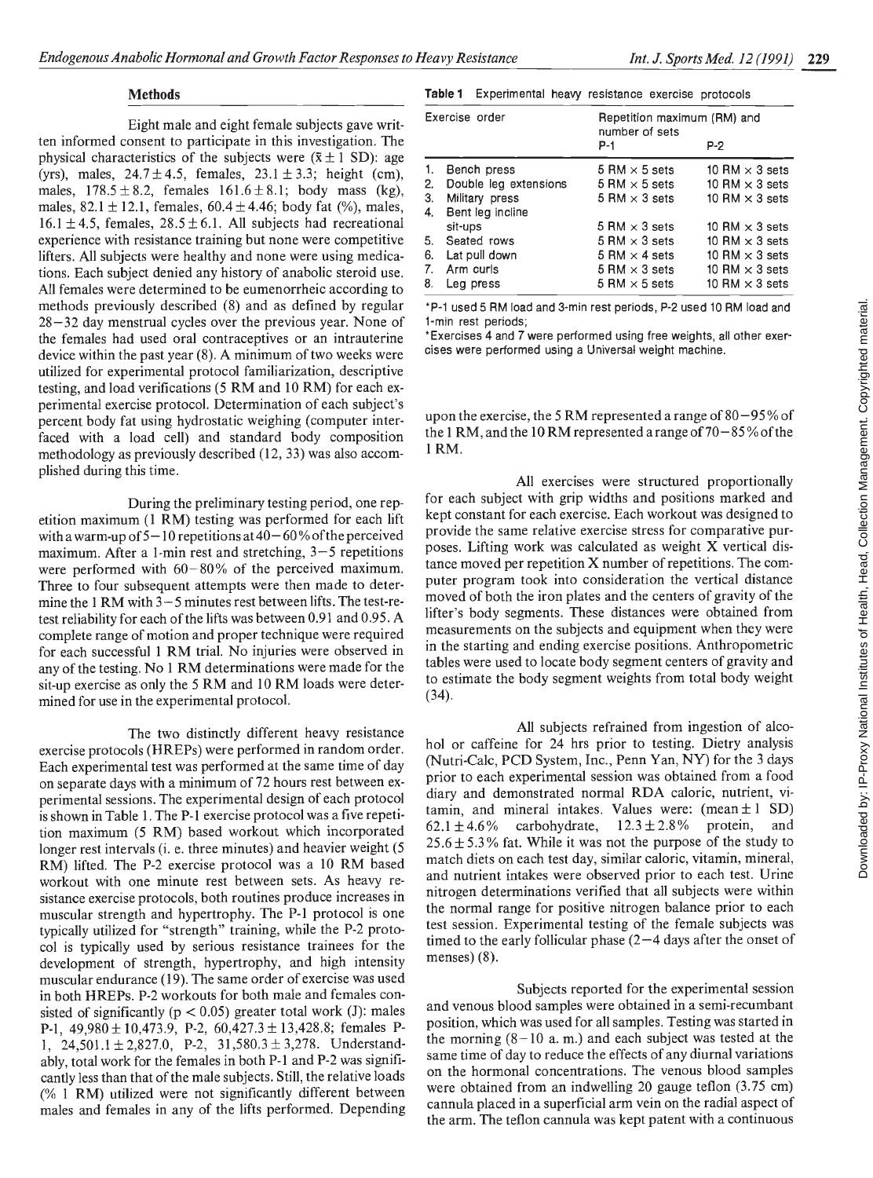## Methods

Eight male and eight female subjects gave written informed consent to participate in this investigation. The physical characteristics of the subjects were ($\bar{x} \pm 1$ SD): age (yrs), males, $24.7 \pm 4.5$, females, $23.1 \pm 3.3$; height (cm), males, $178.5 \pm 8.2$, females $161.6 \pm 8.1$; body mass (kg), males, $82.1 \pm 12.1$, females, $60.4 \pm 4.46$; body fat (%), males, $16.1 \pm 4.5$, females, $28.5 \pm 6.1$. All subjects had recreational experience with resistance training but none were competitive lifters. All subjects were healthy and none were using medications. Each subject denied any history of anabolic steroid use. All females were determined to be eumenorrheic according to methods previously described (8) and as defined by regular 28–32 day menstrual cycles over the previous year. None of the females had used oral contraceptives or an intrauterine device within the past year (8). A minimum of two weeks were utilized for experimental protocol familiarization, descriptive testing, and load verifications (5 RM and 10 RM) for each experimental exercise protocol. Determination of each subject's percent body fat using hydrostatic weighing (computer interfaced with a load cell) and standard body composition methodology as previously described (12, 33) was also accomplished during this time.

During the preliminary testing period, one repetition maximum (1 RM) testing was performed for each lift with a warm-up of 5–10 repetitions at 40–60% of the perceived maximum. After a 1-min rest and stretching, 3–5 repetitions were performed with 60–80% of the perceived maximum. Three to four subsequent attempts were then made to determine the 1 RM with 3–5 minutes rest between lifts. The test-retest reliability for each of the lifts was between 0.91 and 0.95. A complete range of motion and proper technique were required for each successful 1 RM trial. No injuries were observed in any of the testing. No 1 RM determinations were made for the sit-up exercise as only the 5 RM and 10 RM loads were determined for use in the experimental protocol.

The two distinctly different heavy resistance exercise protocols (HREPs) were performed in random order. Each experimental test was performed at the same time of day on separate days with a minimum of 72 hours rest between experimental sessions. The experimental design of each protocol is shown in Table 1. The P-1 exercise protocol was a five repetition maximum (5 RM) based workout which incorporated longer rest intervals (i. e. three minutes) and heavier weight (5 RM) lifted. The P-2 exercise protocol was a 10 RM based workout with one minute rest between sets. As heavy resistance exercise protocols, both routines produce increases in muscular strength and hypertrophy. The P-1 protocol is one typically utilized for "strength" training, while the P-2 protocol is typically used by serious resistance trainees for the development of strength, hypertrophy, and high intensity muscular endurance (19). The same order of exercise was used in both HREPs. P-2 workouts for both male and female subjects consisted of significantly ($p < 0.05$) greater total work (J): males P-1, $49{,}980 \pm 10{,}473.9$, P-2, $60{,}427.3 \pm 13{,}428.8$; females P-1, $24{,}501.1 \pm 2{,}827.0$, P-2, $31{,}580.3 \pm 3{,}278$. Understandably, total work for the females in both P-1 and P-2 was significantly less than that of the male subjects. Still, the relative loads (% 1 RM) utilized were not significantly different between males and females in any of the lifts performed. Depending upon the exercise, the 5 RM represented a range of 80–95% of the 1 RM, and the 10 RM represented a range of 70–85% of the 1 RM.

**Table 1** Experimental heavy resistance exercise protocols

| Exercise order | Repetition maximum (RM) and number of sets P-1 | P-2 |
|---|---|---|
| 1. Bench press | 5 RM × 5 sets | 10 RM × 3 sets |
| 2. Double leg extensions | 5 RM × 5 sets | 10 RM × 3 sets |
| 3. Military press | 5 RM × 3 sets | 10 RM × 3 sets |
| 4. Bent leg incline sit-ups | 5 RM × 3 sets | 10 RM × 3 sets |
| 5. Seated rows | 5 RM × 3 sets | 10 RM × 3 sets |
| 6. Lat pull down | 5 RM × 4 sets | 10 RM × 3 sets |
| 7. Arm curls | 5 RM × 3 sets | 10 RM × 3 sets |
| 8. Leg press | 5 RM × 5 sets | 10 RM × 3 sets |

*P-1 used 5 RM load and 3-min rest periods, P-2 used 10 RM load and 1-min rest periods;

*Exercises 4 and 7 were performed using free weights, all other exercises were performed using a Universal weight machine.

All exercises were structured proportionally for each subject with grip widths and positions marked and kept constant for each exercise. Each workout was designed to provide the same relative exercise stress for comparative purposes. Lifting work was calculated as weight X vertical distance moved per repetition X number of repetitions. The computer program took into consideration the vertical distance moved of both the iron plates and the centers of gravity of the lifter's body segments. These distances were obtained from measurements on the subjects and equipment when they were in the starting and ending exercise positions. Anthropometric tables were used to locate body segment centers of gravity and to estimate the body segment weights from total body weight (34).

All subjects refrained from ingestion of alcohol or caffeine for 24 hrs prior to testing. Dietry analysis (Nutri-Calc, PCD System, Inc., Penn Yan, NY) for the 3 days prior to each experimental session was obtained from a food diary and demonstrated normal RDA caloric, nutrient, vitamin, and mineral intakes. Values were: (mean ± 1 SD) $62.1 \pm 4.6\%$ carbohydrate, $12.3 \pm 2.8\%$ protein, and $25.6 \pm 5.3\%$ fat. While it was not the purpose of the study to match diets on each test day, similar caloric, vitamin, mineral, and nutrient intakes were observed prior to each test. Urine nitrogen determinations verified that all subjects were within the normal range for positive nitrogen balance prior to each test session. Experimental testing of the female subjects was timed to the early follicular phase (2–4 days after the onset of menses) (8).

Subjects reported for the experimental session and venous blood samples were obtained in a semi-recumbant position, which was used for all samples. Testing was started in the morning (8–10 a. m.) and each subject was tested at the same time of day to reduce the effects of any diurnal variations on the hormonal concentrations. The venous blood samples were obtained from an indwelling 20 gauge teflon (3.75 cm) cannula placed in a superficial arm vein on the radial aspect of the arm. The teflon cannula was kept patent with a continuous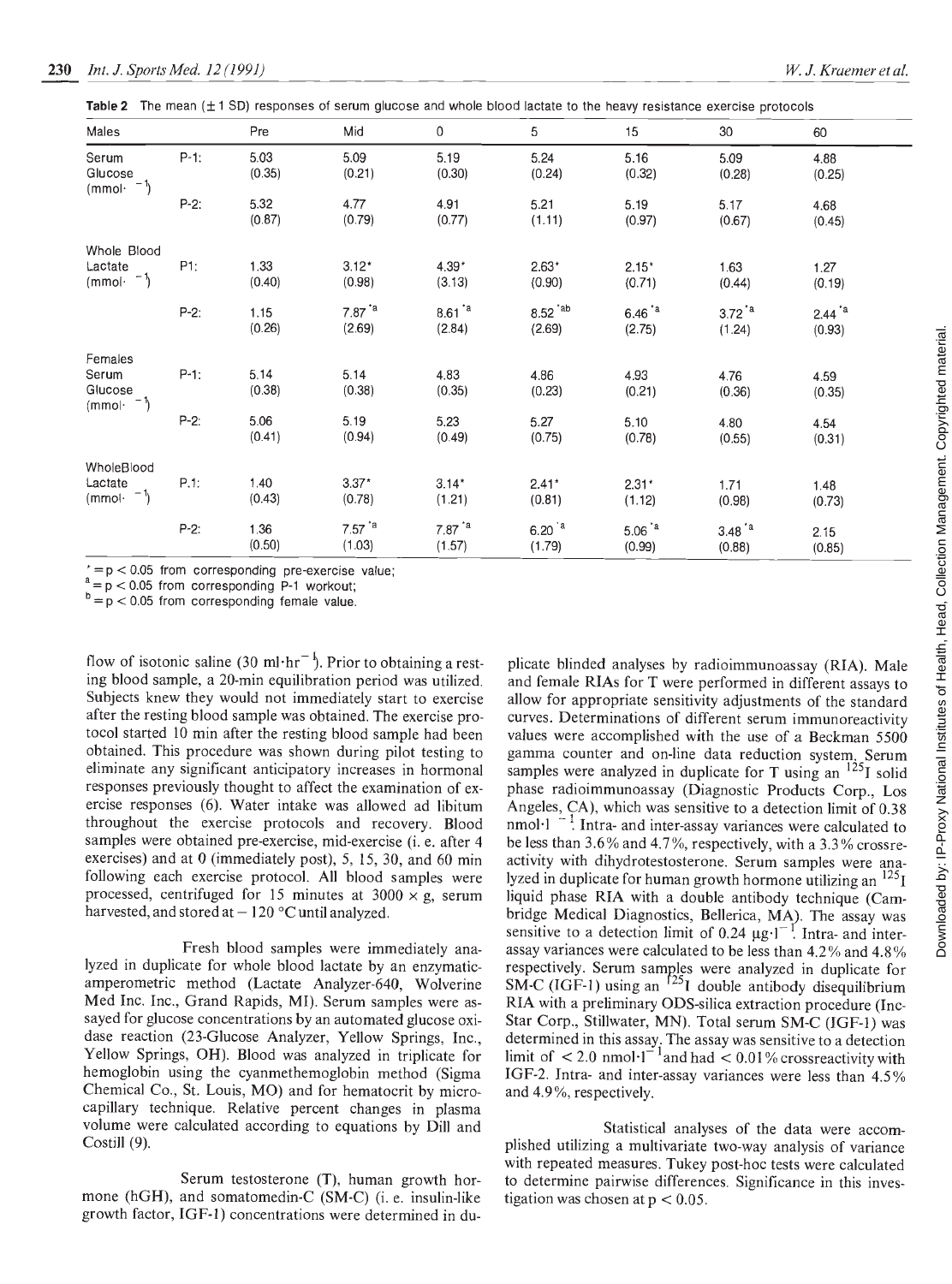**Table 2** The mean (± 1 SD) responses of serum glucose and whole blood lactate to the heavy resistance exercise protocols

| Males | | Pre | Mid | 0 | 5 | 15 | 30 | 60 |
|---|---|---|---|---|---|---|---|---|
| Serum Glucose ($mmol \cdot l^{-1}$) | P-1: | 5.03 (0.35) | 5.09 (0.21) | 5.19 (0.30) | 5.24 (0.24) | 5.16 (0.32) | 5.09 (0.28) | 4.88 (0.25) |
| | P-2: | 5.32 (0.87) | 4.77 (0.79) | 4.91 (0.77) | 5.21 (1.11) | 5.19 (0.97) | 5.17 (0.67) | 4.68 (0.45) |
| Whole Blood Lactate ($mmol \cdot l^{-1}$) | P1: | 1.33 (0.40) | 3.12* (0.98) | 4.39* (3.13) | 2.63* (0.90) | 2.15* (0.71) | 1.63 (0.44) | 1.27 (0.19) |
| | P-2: | 1.15 (0.26) | 7.87 *a (2.69) | 8.61 *a (2.84) | 8.52 *ab (2.69) | 6.46 *a (2.75) | 3.72 *a (1.24) | 2.44 *a (0.93) |
| **Females** | | | | | | | | |
| Serum Glucose ($mmol \cdot l^{-1}$) | P-1: | 5.14 (0.38) | 5.14 (0.38) | 4.83 (0.35) | 4.86 (0.23) | 4.93 (0.21) | 4.76 (0.36) | 4.59 (0.35) |
| | P-2: | 5.06 (0.41) | 5.19 (0.94) | 5.23 (0.49) | 5.27 (0.75) | 5.10 (0.78) | 4.80 (0.55) | 4.54 (0.31) |
| WholeBlood Lactate ($mmol \cdot l^{-1}$) | P.1: | 1.40 (0.43) | 3.37* (0.78) | 3.14* (1.21) | 2.41* (0.81) | 2.31* (1.12) | 1.71 (0.98) | 1.48 (0.73) |
| | P-2: | 1.36 (0.50) | 7.57 *a (1.03) | 7.87 *a (1.57) | 6.20 *a (1.79) | 5.06 *a (0.99) | 3.48 *a (0.88) | 2.15 (0.85) |

\* = $p < 0.05$ from corresponding pre-exercise value;
[a] = $p < 0.05$ from corresponding P-1 workout;
[b] = $p < 0.05$ from corresponding female value.

flow of isotonic saline (30 $ml \cdot hr^{-1}$). Prior to obtaining a resting blood sample, a 20-min equilibration period was utilized. Subjects knew they would not immediately start to exercise after the resting blood sample was obtained. The exercise protocol started 10 min after the resting blood sample had been obtained. This procedure was shown during pilot testing to eliminate any significant anticipatory increases in hormonal responses previously thought to affect the examination of exercise responses (6). Water intake was allowed ad libitum throughout the exercise protocols and recovery. Blood samples were obtained pre-exercise, mid-exercise (i. e. after 4 exercises) and at 0 (immediately post), 5, 15, 30, and 60 min following each exercise protocol. All blood samples were processed, centrifuged for 15 minutes at 3000 × g, serum harvested, and stored at − 120 °C until analyzed.

Fresh blood samples were immediately analyzed in duplicate for whole blood lactate by an enzymatic-amperometric method (Lactate Analyzer-640, Wolverine Med Inc. Inc., Grand Rapids, MI). Serum samples were assayed for glucose concentrations by an automated glucose oxidase reaction (23-Glucose Analyzer, Yellow Springs, Inc., Yellow Springs, OH). Blood was analyzed in triplicate for hemoglobin using the cyanmethemoglobin method (Sigma Chemical Co., St. Louis, MO) and for hematocrit by microcapillary technique. Relative percent changes in plasma volume were calculated according to equations by Dill and Costill (9).

Serum testosterone (T), human growth hormone (hGH), and somatomedin-C (SM-C) (i. e. insulin-like growth factor, IGF-1) concentrations were determined in duplicate blinded analyses by radioimmunoassay (RIA). Male and female RIAs for T were performed in different assays to allow for appropriate sensitivity adjustments of the standard curves. Determinations of different serum immunoreactivity values were accomplished with the use of a Beckman 5500 gamma counter and on-line data reduction system. Serum samples were analyzed in duplicate for T using an $^{125}I$ solid phase radioimmunoassay (Diagnostic Products Corp., Los Angeles, CA), which was sensitive to a detection limit of 0.38 $nmol \cdot l^{-1}$. Intra- and inter-assay variances were calculated to be less than 3.6% and 4.7%, respectively, with a 3.3% crossreactivity with dihydrotestosterone. Serum samples were analyzed in duplicate for human growth hormone utilizing an $^{125}I$ liquid phase RIA with a double antibody technique (Cambridge Medical Diagnostics, Bellerica, MA). The assay was sensitive to a detection limit of 0.24 $\mu g \cdot l^{-1}$. Intra- and inter-assay variances were calculated to be less than 4.2% and 4.8% respectively. Serum samples were analyzed in duplicate for SM-C (IGF-1) using an $^{125}I$ double antibody disequilibrium RIA with a preliminary ODS-silica extraction procedure (Inc-Star Corp., Stillwater, MN). Total serum SM-C (IGF-1) was determined in this assay. The assay was sensitive to a detection limit of < 2.0 $nmol \cdot l^{-1}$ and had < 0.01% crossreactivity with IGF-2. Intra- and inter-assay variances were less than 4.5% and 4.9%, respectively.

Statistical analyses of the data were accomplished utilizing a multivariate two-way analysis of variance with repeated measures. Tukey post-hoc tests were calculated to determine pairwise differences. Significance in this investigation was chosen at $p < 0.05$.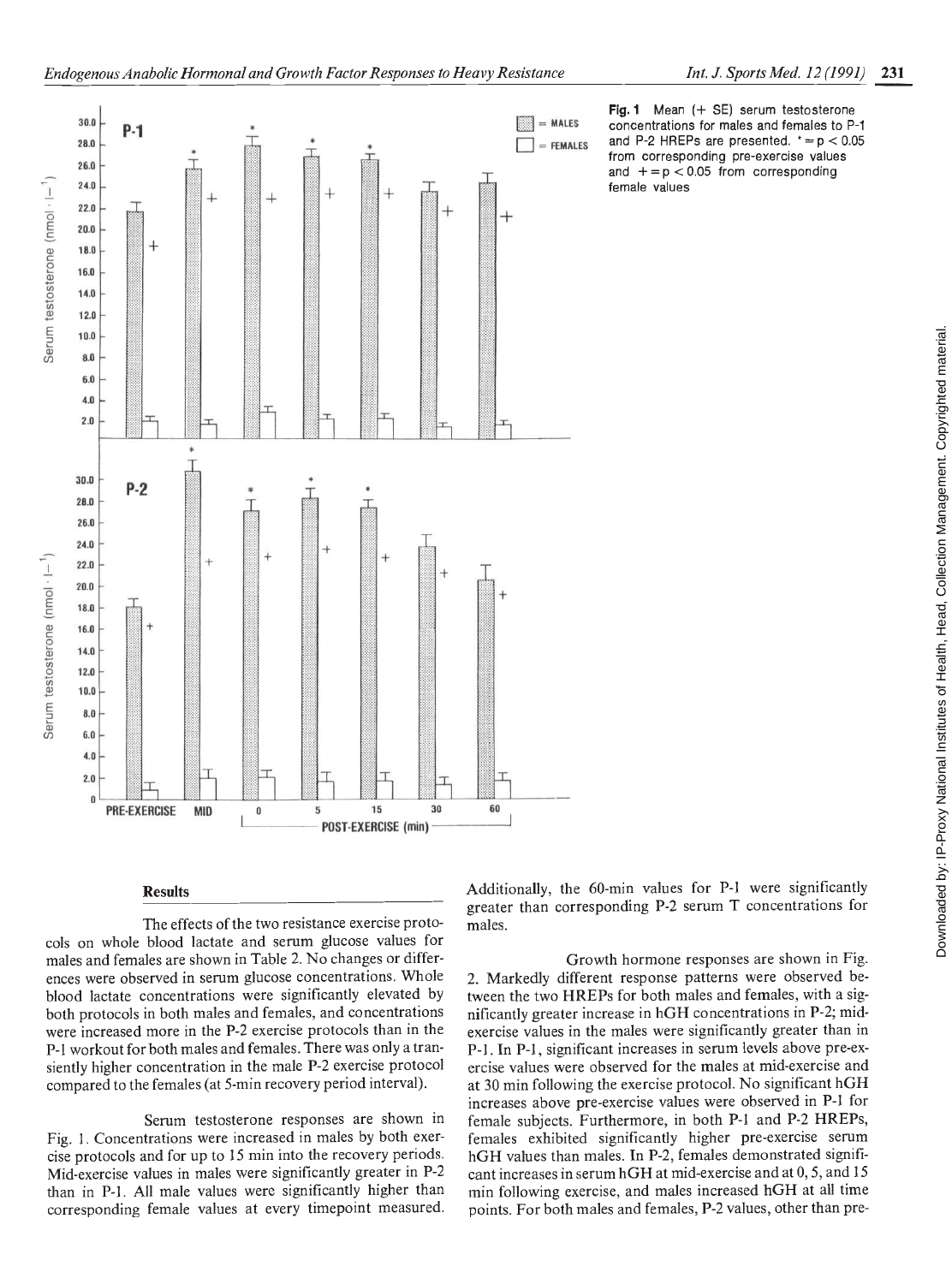**Fig. 1** Mean (+ SE) serum testosterone concentrations for males and females to P-1 and P-2 HREPs are presented. * = $p < 0.05$ from corresponding pre-exercise values and + = $p < 0.05$ from corresponding female values

## Results

The effects of the two resistance exercise protocols on whole blood lactate and serum glucose values for males and females are shown in Table 2. No changes or differences were observed in serum glucose concentrations. Whole blood lactate concentrations were significantly elevated by both protocols in both males and females, and concentrations were increased more in the P-2 exercise protocols than in the P-1 workout for both males and females. There was only a transiently higher concentration in the male P-2 exercise protocol compared to the females (at 5-min recovery period interval).

Serum testosterone responses are shown in Fig. 1. Concentrations were increased in males by both exercise protocols and for up to 15 min into the recovery periods. Mid-exercise values in males were significantly greater in P-2 than in P-1. All male values were significantly higher than corresponding female values at every timepoint measured. Additionally, the 60-min values for P-1 were significantly greater than corresponding P-2 serum T concentrations for males.

Growth hormone responses are shown in Fig. 2. Markedly different response patterns were observed between the two HREPs for both males and females, with a significantly greater increase in hGH concentrations in P-2; mid-exercise values in the males were significantly greater than in P-1. In P-1, significant increases in serum levels above pre-exercise values were observed for the males at mid-exercise and at 30 min following the exercise protocol. No significant hGH increases above pre-exercise values were observed in P-1 for female subjects. Furthermore, in both P-1 and P-2 HREPs, females exhibited significantly higher pre-exercise serum hGH values than males. In P-2, females demonstrated significant increases in serum hGH at mid-exercise and at 0, 5, and 15 min following exercise, and males increased hGH at all time points. For both males and females, P-2 values, other than pre-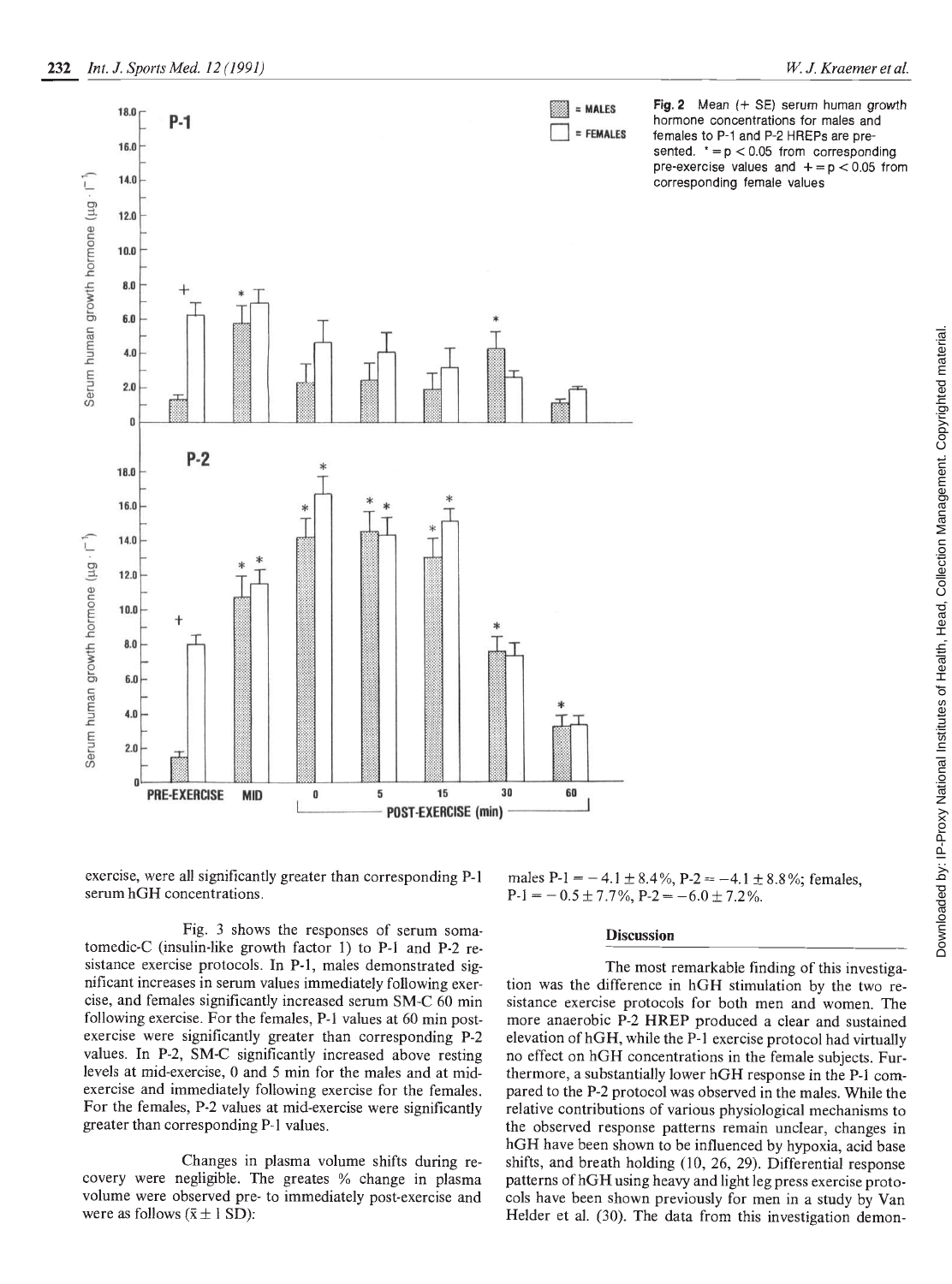Fig. 2 Mean (+ SE) serum human growth hormone concentrations for males and females to P-1 and P-2 HREPs are presented. * = $p < 0.05$ from corresponding pre-exercise values and + = $p < 0.05$ from corresponding female values

exercise, were all significantly greater than corresponding P-1 serum hGH concentrations.

Fig. 3 shows the responses of serum somatomedic-C (insulin-like growth factor 1) to P-1 and P-2 resistance exercise protocols. In P-1, males demonstrated significant increases in serum values immediately following exercise, and females significantly increased serum SM-C 60 min following exercise. For the females, P-1 values at 60 min post-exercise were significantly greater than corresponding P-2 values. In P-2, SM-C significantly increased above resting levels at mid-exercise, 0 and 5 min for the males and at mid-exercise and immediately following exercise for the females. For the females, P-2 values at mid-exercise were significantly greater than corresponding P-1 values.

Changes in plasma volume shifts during recovery were negligible. The greates % change in plasma volume were observed pre- to immediately post-exercise and were as follows ($\bar{x} \pm 1$ SD):

males P-1 = $-4.1 \pm 8.4\%$, P-2 = $-4.1 \pm 8.8\%$; females, P-1 = $-0.5 \pm 7.7\%$, P-2 = $-6.0 \pm 7.2\%$.

## Discussion

The most remarkable finding of this investigation was the difference in hGH stimulation by the two resistance exercise protocols for both men and women. The more anaerobic P-2 HREP produced a clear and sustained elevation of hGH, while the P-1 exercise protocol had virtually no effect on hGH concentrations in the female subjects. Furthermore, a substantially lower hGH response in the P-1 compared to the P-2 protocol was observed in the males. While the relative contributions of various physiological mechanisms to the observed response patterns remain unclear, changes in hGH have been shown to be influenced by hypoxia, acid base shifts, and breath holding (10, 26, 29). Differential response patterns of hGH using heavy and light leg press exercise protocols have been shown previously for men in a study by Van Helder et al. (30). The data from this investigation demon-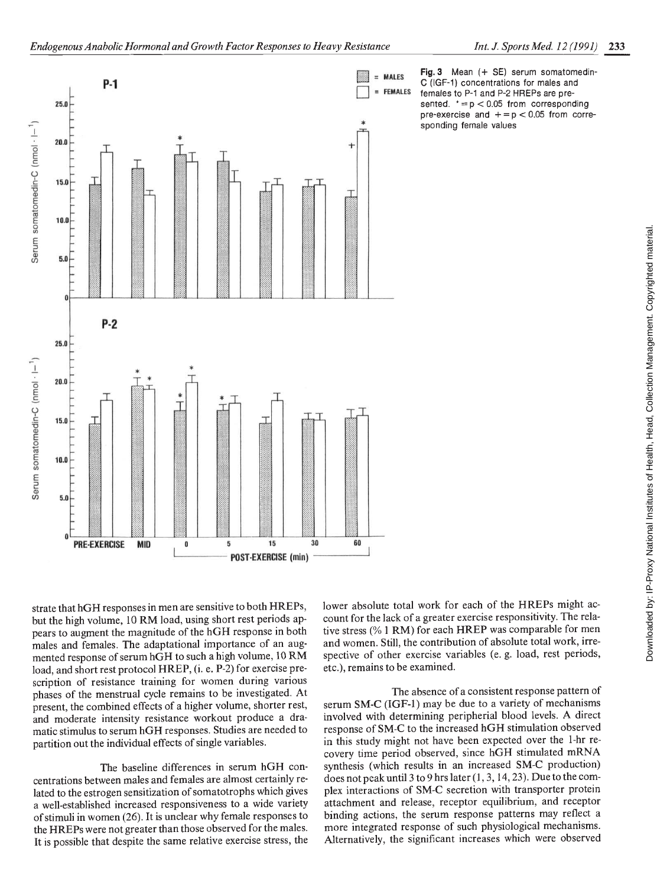**Fig. 3** Mean (+ SE) serum somatomedin-C (IGF-1) concentrations for males and females to P-1 and P-2 HREPs are presented. * = $p < 0.05$ from corresponding pre-exercise and + = $p < 0.05$ from corresponding female values

strate that hGH responses in men are sensitive to both HREPs, but the high volume, 10 RM load, using short rest periods appears to augment the magnitude of the hGH response in both males and females. The adaptational importance of an augmented response of serum hGH to such a high volume, 10 RM load, and short rest protocol HREP, (i. e. P-2) for exercise prescription of resistance training for women during various phases of the menstrual cycle remains to be investigated. At present, the combined effects of a higher volume, shorter rest, and moderate intensity resistance workout produce a dramatic stimulus to serum hGH responses. Studies are needed to partition out the individual effects of single variables.

The baseline differences in serum hGH concentrations between males and females are almost certainly related to the estrogen sensitization of somatotrophs which gives a well-established increased responsiveness to a wide variety of stimuli in women (26). It is unclear why female responses to the HREPs were not greater than those observed for the males. It is possible that despite the same relative exercise stress, the lower absolute total work for each of the HREPs might account for the lack of a greater exercise responsitivity. The relative stress (% 1 RM) for each HREP was comparable for men and women. Still, the contribution of absolute total work, irrespective of other exercise variables (e. g. load, rest periods, etc.), remains to be examined.

The absence of a consistent response pattern of serum SM-C (IGF-1) may be due to a variety of mechanisms involved with determining peripherial blood levels. A direct response of SM-C to the increased hGH stimulation observed in this study might not have been expected over the 1-hr recovery time period observed, since hGH stimulated mRNA synthesis (which results in an increased SM-C production) does not peak until 3 to 9 hrs later (1, 3, 14, 23). Due to the complex interactions of SM-C secretion with transporter protein attachment and release, receptor equilibrium, and receptor binding actions, the serum response patterns may reflect a more integrated response of such physiological mechanisms. Alternatively, the significant increases which were observed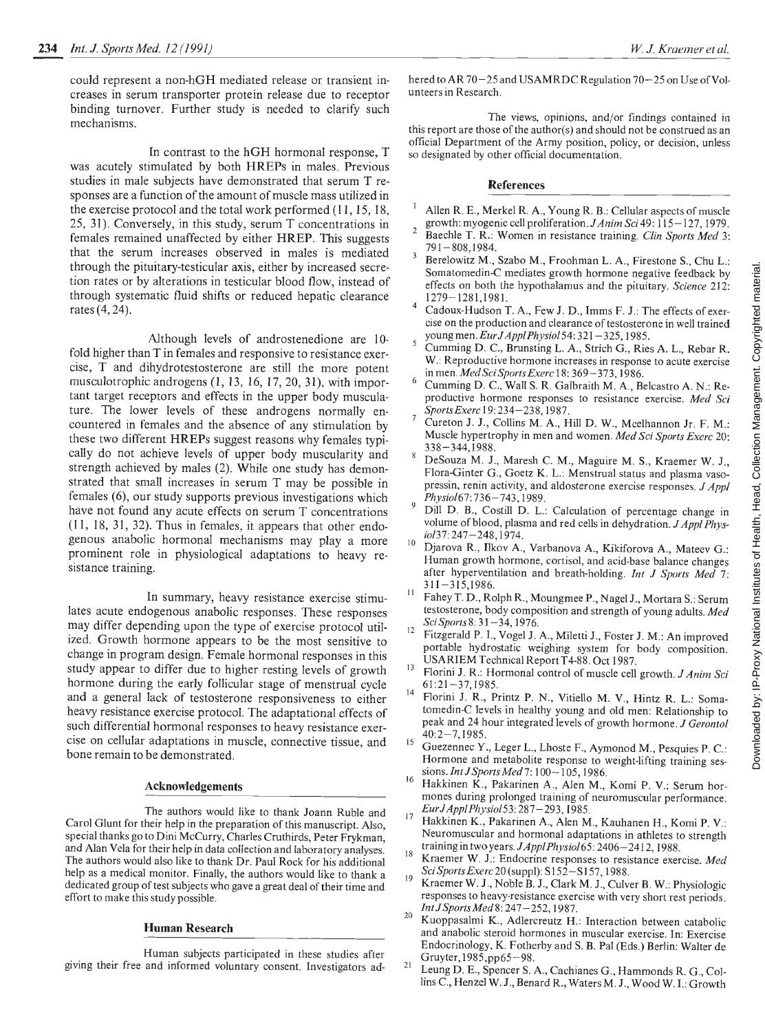could represent a non-hGH mediated release or transient increases in serum transporter protein release due to receptor binding turnover. Further study is needed to clarify such mechanisms.

In contrast to the hGH hormonal response, T was acutely stimulated by both HREPs in males. Previous studies in male subjects have demonstrated that serum T responses are a function of the amount of muscle mass utilized in the exercise protocol and the total work performed (11, 15, 18, 25, 31). Conversely, in this study, serum T concentrations in females remained unaffected by either HREP. This suggests that the serum increases observed in males is mediated through the pituitary-testicular axis, either by increased secretion rates or by alterations in testicular blood flow, instead of through systematic fluid shifts or reduced hepatic clearance rates (4, 24).

Although levels of androstenedione are 10-fold higher than T in females and responsive to resistance exercise, T and dihydrotestosterone are still the more potent musculotrophic androgens (1, 13, 16, 17, 20, 31), with important target receptors and effects in the upper body musculature. The lower levels of these androgens normally encountered in females and the absence of any stimulation by these two different HREPs suggest reasons why females typically do not achieve levels of upper body muscularity and strength achieved by males (2). While one study has demonstrated that small increases in serum T may be possible in females (6), our study supports previous investigations which have not found any acute effects on serum T concentrations (11, 18, 31, 32). Thus in females, it appears that other endogenous anabolic hormonal mechanisms may play a more prominent role in physiological adaptations to heavy resistance training.

In summary, heavy resistance exercise stimulates acute endogenous anabolic responses. These responses may differ depending upon the type of exercise protocol utilized. Growth hormone appears to be the most sensitive to change in program design. Female hormonal responses in this study appear to differ due to higher resting levels of growth hormone during the early follicular stage of menstrual cycle and a general lack of testosterone responsiveness to either heavy resistance exercise protocol. The adaptational effects of such differential hormonal responses to heavy resistance exercise on cellular adaptations in muscle, connective tissue, and bone remain to be demonstrated.

## Acknowledgements

The authors would like to thank Joann Ruble and Carol Glunt for their help in the preparation of this manuscript. Also, special thanks go to Dini McCurry, Charles Cruthirds, Peter Frykman, and Alan Vela for their help in data collection and laboratory analyses. The authors would also like to thank Dr. Paul Rock for his additional help as a medical monitor. Finally, the authors would like to thank a dedicated group of test subjects who gave a great deal of their time and effort to make this study possible.

## Human Research

Human subjects participated in these studies after giving their free and informed voluntary consent. Investigators adhered to AR 70–25 and USAMRDC Regulation 70–25 on Use of Volunteers in Research.

The views, opinions, and/or findings contained in this report are those of the author(s) and should not be construed as an official Department of the Army position, policy, or decision, unless so designated by other official documentation.

## References

1. Allen R. E., Merkel R. A., Young R. B.: Cellular aspects of muscle growth: myogenic cell proliferation. *J Anim Sci* 49: 115–127, 1979.
2. Baechle T. R.: Women in resistance training. *Clin Sports Med* 3: 791–808, 1984.
3. Berelowitz M., Szabo M., Froohman L. A., Firestone S., Chu L.: Somatomedin-C mediates growth hormone negative feedback by effects on both the hypothalamus and the pituitary. *Science* 212: 1279–1281, 1981.
4. Cadoux-Hudson T. A., Few J. D., Imms F. J.: The effects of exercise on the production and clearance of testosterone in well trained young men. *Eur J Appl Physiol* 54: 321–325, 1985.
5. Cumming D. C., Brunsting L. A., Strich G., Ries A. L., Rebar R. W.: Reproductive hormone increases in response to acute exercise in men. *Med Sci Sports Exerc* 18: 369–373, 1986.
6. Cumming D. C., Wall S. R. Galbraith M. A., Belcastro A. N.: Reproductive hormone responses to resistance exercise. *Med Sci Sports Exerc* 19: 234–238, 1987.
7. Cureton J. J., Collins M. A., Hill D. W., Mcelhannon Jr. F. M.: Muscle hypertrophy in men and women. *Med Sci Sports Exerc* 20: 338–344, 1988.
8. DeSouza M. J., Maresh C. M., Maguire M. S., Kraemer W. J., Flora-Ginter G., Goetz K. L.: Menstrual status and plasma vasopressin, renin activity, and aldosterone exercise responses. *J Appl Physiol* 67: 736–743, 1989.
9. Dill D. B., Costill D. L.: Calculation of percentage change in volume of blood, plasma and red cells in dehydration. *J Appl Physiol* 37: 247–248, 1974.
10. Djarova R., Ilkov A., Varbanova A., Kikiforova A., Mateev G.: Human growth hormone, cortisol, and acid-base balance changes after hyperventilation and breath-holding. *Int J Sports Med* 7: 311–315, 1986.
11. Fahey T. D., Rolph R., Moungmee P., Nagel J., Mortara S.: Serum testosterone, body composition and strength of young adults. *Med Sci Sports* 8: 31–34, 1976.
12. Fitzgerald P. I., Vogel J. A., Miletti J., Foster J. M.: An improved portable hydrostatic weighing system for body composition. USARIEM Technical Report T4-88. Oct 1987.
13. Florini J. R.: Hormonal control of muscle cell growth. *J Anim Sci* 61: 21–37, 1985.
14. Florini J. R., Printz P. N., Vitiello M. V., Hintz R. L.: Somatomedin-C levels in healthy young and old men: Relationship to peak and 24 hour integrated levels of growth hormone. *J Gerontol* 40: 2–7, 1985.
15. Guezennec Y., Leger L., Lhoste F., Aymonod M., Pesquies P. C.: Hormone and metabolite response to weight-lifting training sessions. *Int J Sports Med* 7: 100–105, 1986.
16. Hakkinen K., Pakarinen A., Alen M., Komi P. V.: Serum hormones during prolonged training of neuromuscular performance. *Eur J Appl Physiol* 53: 287–293, 1985.
17. Hakkinen K., Pakarinen A., Alen M., Kauhanen H., Komi P. V.: Neuromuscular and hormonal adaptations in athletes to strength training in two years. *J Appl Physiol* 65: 2406–2412, 1988.
18. Kraemer W. J.: Endocrine responses to resistance exercise. *Med Sci Sports Exerc* 20 (suppl): S152–S157, 1988.
19. Kraemer W. J., Noble B. J., Clark M. J., Culver B. W.: Physiologic responses to heavy-resistance exercise with very short rest periods. *Int J Sports Med* 8: 247–252, 1987.
20. Kuoppasalmi K., Adlercreutz H.: Interaction between catabolic and anabolic steroid hormones in muscular exercise. In: Exercise Endocrinology, K. Fotherby and S. B. Pal (Eds.) Berlin: Walter de Gruyter, 1985, pp 65–98.
21. Leung D. E., Spencer S. A., Cachianes G., Hammonds R. G., Collins C., Henzel W. J., Benard R., Waters M. J., Wood W. I.: Growth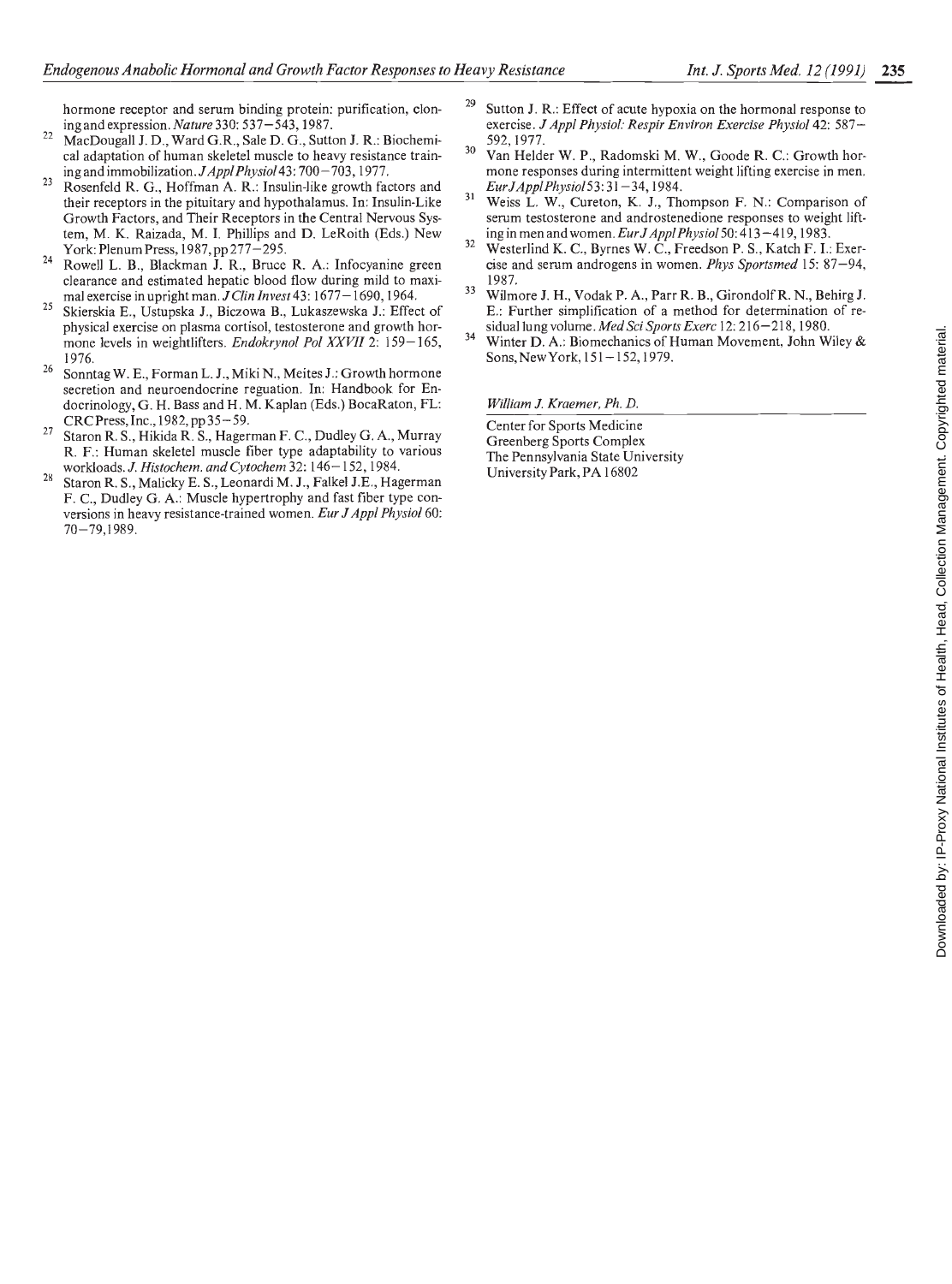hormone receptor and serum binding protein: purification, cloning and expression. *Nature* 330: 537–543, 1987.

22 MacDougall J. D., Ward G.R., Sale D. G., Sutton J. R.: Biochemical adaptation of human skeletel muscle to heavy resistance training and immobilization. *J Appl Physiol* 43: 700–703, 1977.

23 Rosenfeld R. G., Hoffman A. R.: Insulin-like growth factors and their receptors in the pituitary and hypothalamus. In: Insulin-Like Growth Factors, and Their Receptors in the Central Nervous System, M. K. Raizada, M. I. Phillips and D. LeRoith (Eds.) New York: Plenum Press, 1987, pp 277–295.

24 Rowell L. B., Blackman J. R., Bruce R. A.: Infocyanine green clearance and estimated hepatic blood flow during mild to maximal exercise in upright man. *J Clin Invest* 43: 1677–1690, 1964.

25 Skierska E., Ustupska J., Biczowa B., Lukaszewska J.: Effect of physical exercise on plasma cortisol, testosterone and growth hormone levels in weightlifters. *Endokrynol Pol XXVII* 2: 159–165, 1976.

26 Sonntag W. E., Forman L. J., Miki N., Meites J.: Growth hormone secretion and neuroendocrine reguation. In: Handbook for Endocrinology, G. H. Bass and H. M. Kaplan (Eds.) BocaRaton, FL: CRC Press, Inc., 1982, pp 35–59.

27 Staron R. S., Hikida R. S., Hagerman F. C., Dudley G. A., Murray R. F.: Human skeletel muscle fiber type adaptability to various workloads. *J. Histochem. and Cytochem* 32: 146–152, 1984.

28 Staron R. S., Malicky E. S., Leonardi M. J., Falkel J.E., Hagerman F. C., Dudley G. A.: Muscle hypertrophy and fast fiber type conversions in heavy resistance-trained women. *Eur J Appl Physiol* 60: 70–79, 1989.

29 Sutton J. R.: Effect of acute hypoxia on the hormonal response to exercise. *J Appl Physiol: Respir Environ Exercise Physiol* 42: 587–592, 1977.

30 Van Helder W. P., Radomski M. W., Goode R. C.: Growth hormone responses during intermittent weight lifting exercise in men. *Eur J Appl Physiol* 53: 31–34, 1984.

31 Weiss L. W., Cureton, K. J., Thompson F. N.: Comparison of serum testosterone and androstenedione responses to weight lifting in men and women. *Eur J Appl Physiol* 50: 413–419, 1983.

32 Westerlind K. C., Byrnes W. C., Freedson P. S., Katch F. I.: Exercise and serum androgens in women. *Phys Sportsmed* 15: 87–94, 1987.

33 Wilmore J. H., Vodak P. A., Parr R. B., Girondolf R. N., Behirg J. E.: Further simplification of a method for determination of residual lung volume. *Med Sci Sports Exerc* 12: 216–218, 1980.

34 Winter D. A.: Biomechanics of Human Movement, John Wiley & Sons, New York, 151–152, 1979.

*William J. Kraemer, Ph. D.*

Center for Sports Medicine
Greenberg Sports Complex
The Pennsylvania State University
University Park, PA 16802